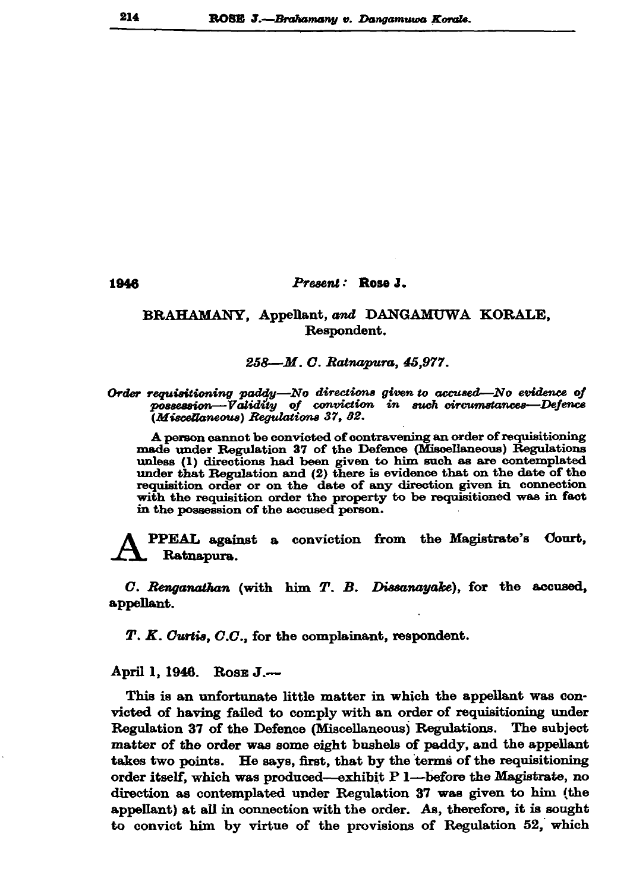1946

*Present:* **Rose J.**

BRAHAMANY, Appellant, *and* DANGAMUWA KORALE, Respondent.

*258—M. C. Ratnapura, 45,977.*

*Order requisitioning paddy—No directions given to accused—No evidence of possession—Validity of conviction in such circumstances—Defence (Miscellaneous) Regulations 37, 52.*

A person cannot be convicted of contravening an order of requisitioning made under Regulation 37 of the Defence (Miscellaneous) Regulations unless (1) directions had been given to him such as are contemplated under that Regulation and (2) there is evidence that on the date of the requisition order or on the date of any direction given in connection with the requisition order the property to be requisitioned was in fact in the possession of the accused person.

**A**PPEAL against a conviction from the Magistrate's Court, Ratnapura.

*C. Renganathan* (with him *T. B. Dissanayake*), for the accused, appellant.

*T. K. Curtis, C.C.*, for the complainant, respondent.

April 1, 1946. Rose J.—

This is an unfortunate little matter in which the appellant was convicted of having failed to comply with an order of requisitioning under Regulation 37 of the Defence (Miscellaneous) Regulations. The subject matter of the order was some eight bushels of paddy, and the appellant takes two points. He says, first, that by the terms of the requisitioning order itself, which was produced—exhibit P 1—before the Magistrate, no direction as contemplated under Regulation 37 was given to him (the appellant) at all in connection with the order. As, therefore, it is sought to convict him by virtue of the provisions of Regulation 52, which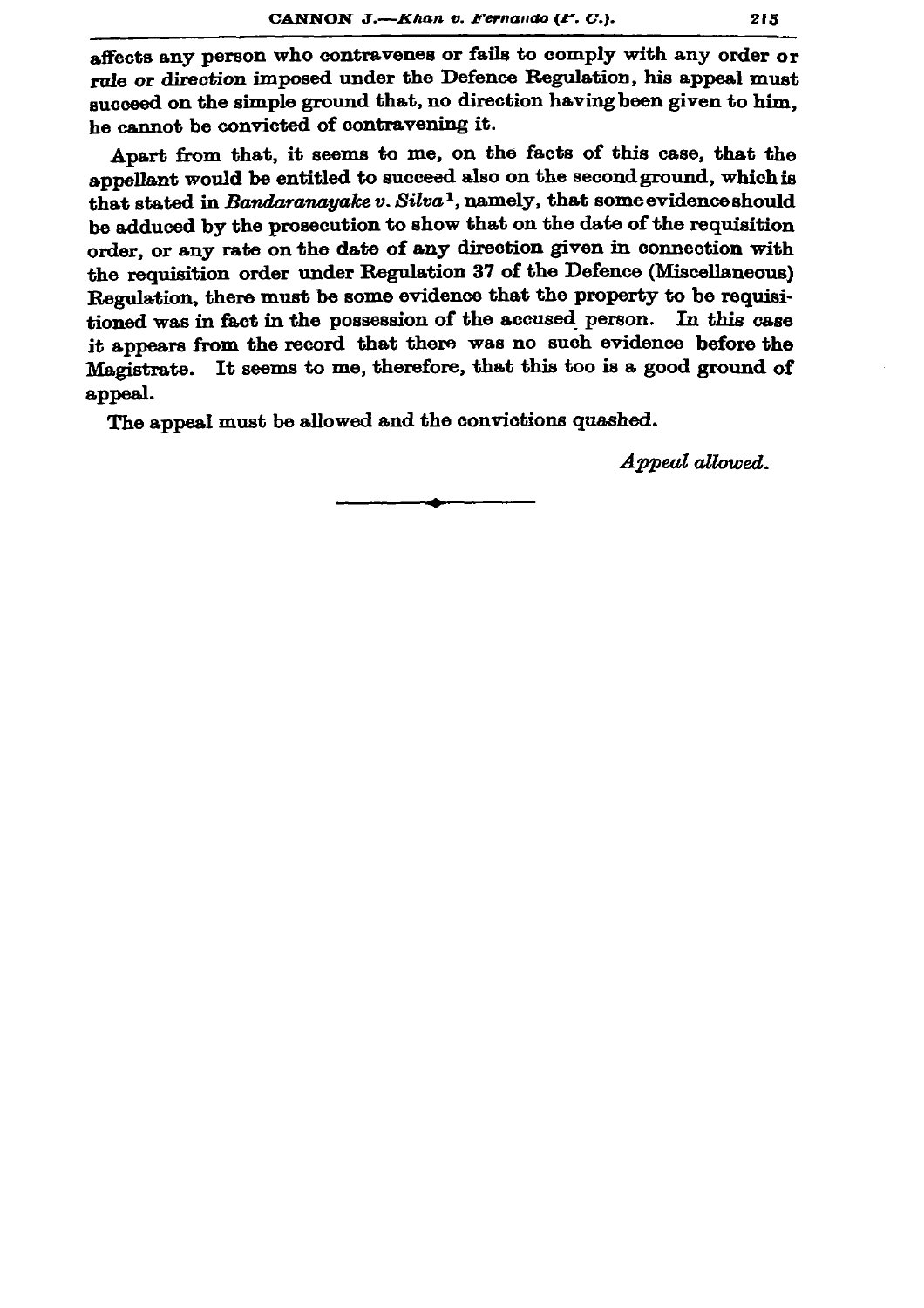affects any person who contravenes or fails to comply with any order or rule or direction imposed under the Defence Regulation, his appeal must succeed on the simple ground that, no direction having been given to him, he cannot be convicted of contravening it.

Apart from that, it seems to me, on the facts of this case, that the appellant would be entitled to succeed also on the second ground, which is that stated in *Bandaranayake v. Silva*[1], namely, that some evidence should be adduced by the prosecution to show that on the date of the requisition order, or any rate on the date of any direction given in connection with the requisition order under Regulation 37 of the Defence (Miscellaneous) Regulation, there must be some evidence that the property to be requisitioned was in fact in the possession of the accused person. In this case it appears from the record that there was no such evidence before the Magistrate. It seems to me, therefore, that this too is a good ground of appeal.

The appeal must be allowed and the convictions quashed.

*Appeal allowed.*